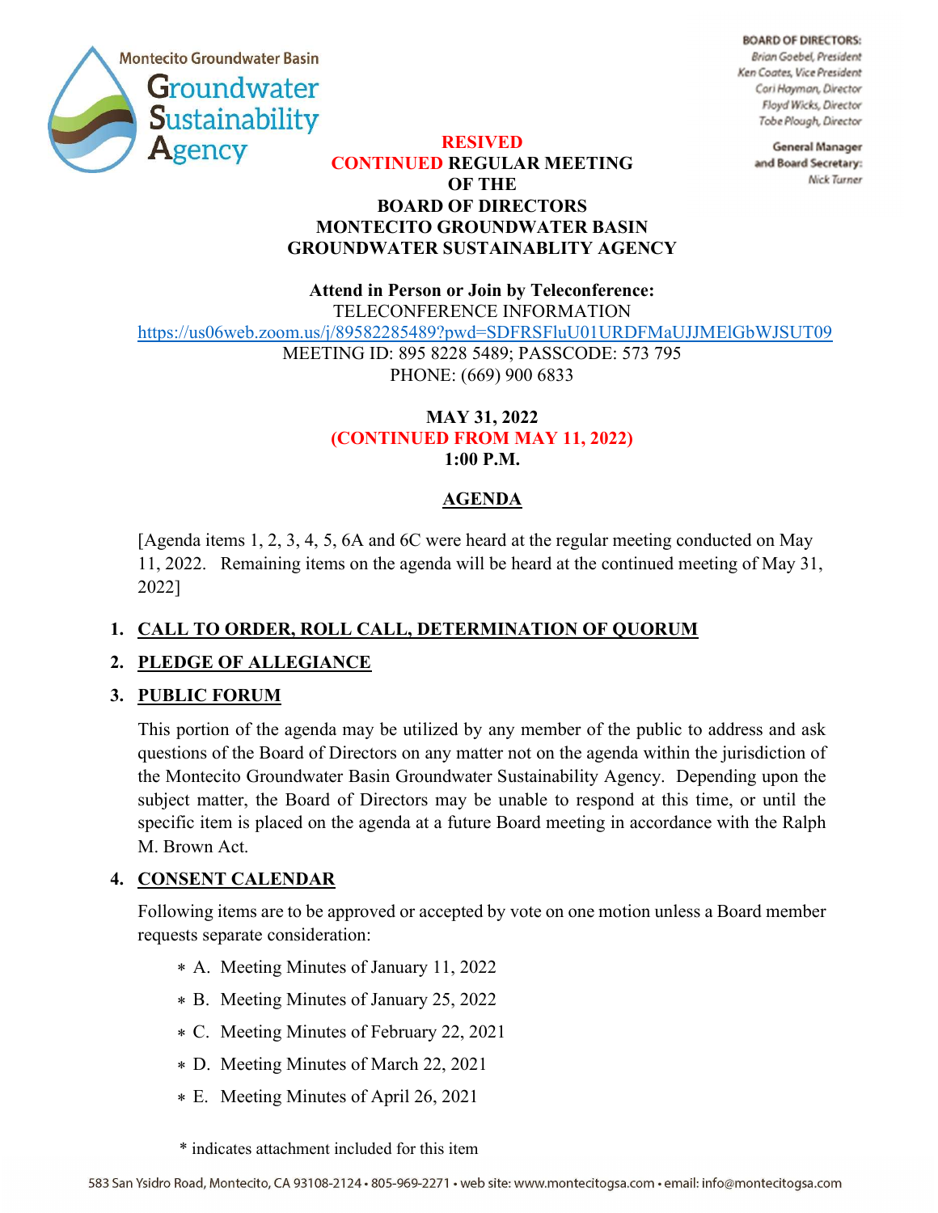Montecito Groundwater Basin
Groundwater Sustainability Agency

**BOARD OF DIRECTORS:**
*Brian Goebel, President*
*Ken Coates, Vice President*
*Cori Hayman, Director*
*Floyd Wicks, Director*
*Tobe Plough, Director*

**General Manager and Board Secretary:**
*Nick Turner*

# RESIVED CONTINUED REGULAR MEETING OF THE BOARD OF DIRECTORS MONTECITO GROUNDWATER BASIN GROUNDWATER SUSTAINABLITY AGENCY

**Attend in Person or Join by Teleconference:**
TELECONFERENCE INFORMATION
https://us06web.zoom.us/j/89582285489?pwd=SDFRSFluU01URDFMaUJJMElGbWJSUT09
MEETING ID: 895 8228 5489; PASSCODE: 573 795
PHONE: (669) 900 6833

**MAY 31, 2022**
**(CONTINUED FROM MAY 11, 2022)**
**1:00 P.M.**

## AGENDA

[Agenda items 1, 2, 3, 4, 5, 6A and 6C were heard at the regular meeting conducted on May 11, 2022. Remaining items on the agenda will be heard at the continued meeting of May 31, 2022]

1. **CALL TO ORDER, ROLL CALL, DETERMINATION OF QUORUM**

2. **PLEDGE OF ALLEGIANCE**

3. **PUBLIC FORUM**

   This portion of the agenda may be utilized by any member of the public to address and ask questions of the Board of Directors on any matter not on the agenda within the jurisdiction of the Montecito Groundwater Basin Groundwater Sustainability Agency. Depending upon the subject matter, the Board of Directors may be unable to respond at this time, or until the specific item is placed on the agenda at a future Board meeting in accordance with the Ralph M. Brown Act.

4. **CONSENT CALENDAR**

   Following items are to be approved or accepted by vote on one motion unless a Board member requests separate consideration:

   * A. Meeting Minutes of January 11, 2022
   * B. Meeting Minutes of January 25, 2022
   * C. Meeting Minutes of February 22, 2021
   * D. Meeting Minutes of March 22, 2021
   * E. Meeting Minutes of April 26, 2021

   \* indicates attachment included for this item

583 San Ysidro Road, Montecito, CA 93108-2124 • 805-969-2271 • web site: www.montecitogsa.com • email: info@montecitogsa.com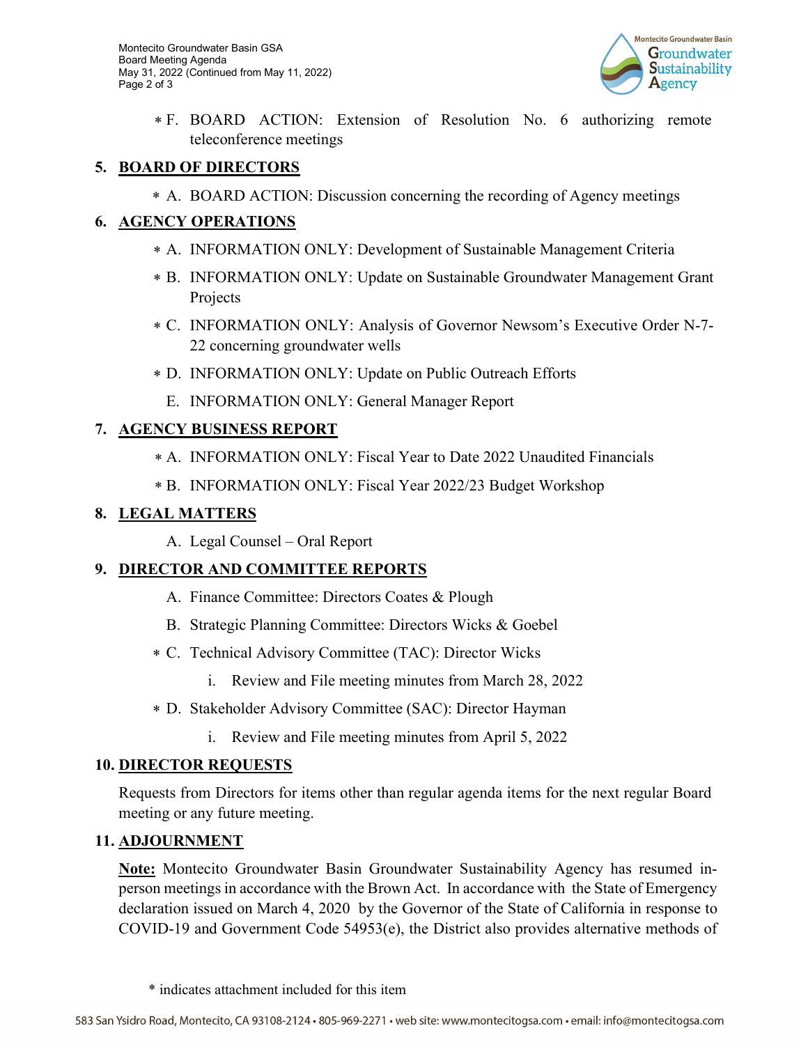* F. BOARD ACTION: Extension of Resolution No. 6 authorizing remote teleconference meetings

## 5. BOARD OF DIRECTORS

* A. BOARD ACTION: Discussion concerning the recording of Agency meetings

## 6. AGENCY OPERATIONS

* A. INFORMATION ONLY: Development of Sustainable Management Criteria
* B. INFORMATION ONLY: Update on Sustainable Groundwater Management Grant Projects
* C. INFORMATION ONLY: Analysis of Governor Newsom's Executive Order N-7-22 concerning groundwater wells
* D. INFORMATION ONLY: Update on Public Outreach Efforts
- E. INFORMATION ONLY: General Manager Report

## 7. AGENCY BUSINESS REPORT

* A. INFORMATION ONLY: Fiscal Year to Date 2022 Unaudited Financials
* B. INFORMATION ONLY: Fiscal Year 2022/23 Budget Workshop

## 8. LEGAL MATTERS

- A. Legal Counsel – Oral Report

## 9. DIRECTOR AND COMMITTEE REPORTS

- A. Finance Committee: Directors Coates & Plough
- B. Strategic Planning Committee: Directors Wicks & Goebel
* C. Technical Advisory Committee (TAC): Director Wicks
  - i. Review and File meeting minutes from March 28, 2022
* D. Stakeholder Advisory Committee (SAC): Director Hayman
  - i. Review and File meeting minutes from April 5, 2022

## 10. DIRECTOR REQUESTS

Requests from Directors for items other than regular agenda items for the next regular Board meeting or any future meeting.

## 11. ADJOURNMENT

**Note:** Montecito Groundwater Basin Groundwater Sustainability Agency has resumed in-person meetings in accordance with the Brown Act. In accordance with the State of Emergency declaration issued on March 4, 2020 by the Governor of the State of California in response to COVID-19 and Government Code 54953(e), the District also provides alternative methods of

\* indicates attachment included for this item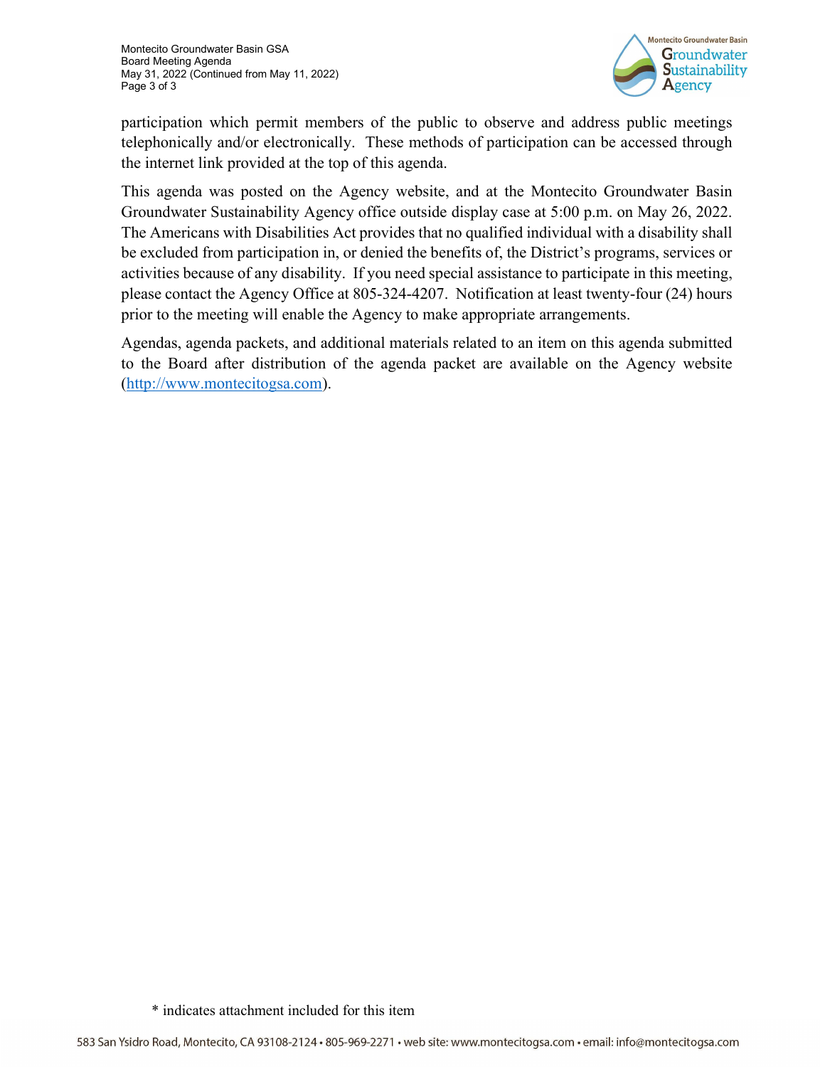participation which permit members of the public to observe and address public meetings telephonically and/or electronically. These methods of participation can be accessed through the internet link provided at the top of this agenda.

This agenda was posted on the Agency website, and at the Montecito Groundwater Basin Groundwater Sustainability Agency office outside display case at 5:00 p.m. on May 26, 2022. The Americans with Disabilities Act provides that no qualified individual with a disability shall be excluded from participation in, or denied the benefits of, the District's programs, services or activities because of any disability. If you need special assistance to participate in this meeting, please contact the Agency Office at 805-324-4207. Notification at least twenty-four (24) hours prior to the meeting will enable the Agency to make appropriate arrangements.

Agendas, agenda packets, and additional materials related to an item on this agenda submitted to the Board after distribution of the agenda packet are available on the Agency website ([http://www.montecitogsa.com](http://www.montecitogsa.com)).

* indicates attachment included for this item